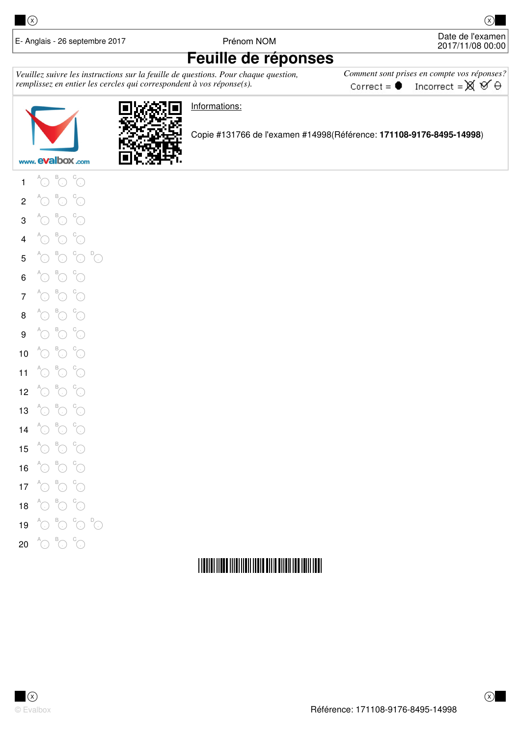E- Anglais - 26 septembre 2017 | Prénom NOM | Date de l'examen 2017/11/08 00:00

# Feuille de réponses

*Veuillez suivre les instructions sur la feuille de questions. Pour chaque question, remplissez en entier les cercles qui correspondent à vos réponse(s).*

*Comment sont prises en compte vos réponses?*
Correct = ● Incorrect = ⊠ ✓ ⊖

Informations:

Copie #131766 de l'examen #14998(Référence: **171108-9176-8495-14998**)

| | | | | |
|---|---|---|---|---|
| 1 | A | B | C | |
| 2 | A | B | C | |
| 3 | A | B | C | |
| 4 | A | B | C | |
| 5 | A | B | C | D |
| 6 | A | B | C | |
| 7 | A | B | C | |
| 8 | A | B | C | |
| 9 | A | B | C | |
| 10 | A | B | C | |
| 11 | A | B | C | |
| 12 | A | B | C | |
| 13 | A | B | C | |
| 14 | A | B | C | |
| 15 | A | B | C | |
| 16 | A | B | C | |
| 17 | A | B | C | |
| 18 | A | B | C | |
| 19 | A | B | C | D |
| 20 | A | B | C | |

© Evalbox

Référence: 171108-9176-8495-14998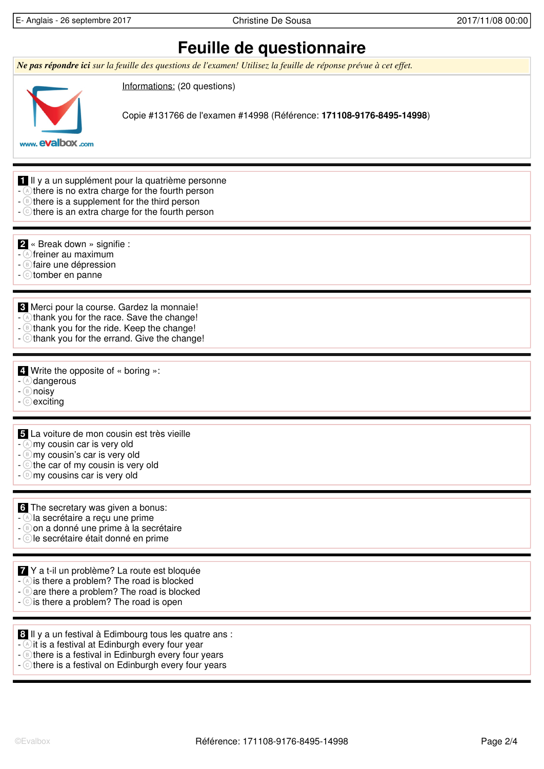# Feuille de questionnaire

***Ne pas répondre ici** sur la feuille des questions de l'examen! Utilisez la feuille de réponse prévue à cet effet.*

Informations: (20 questions)

Copie #131766 de l'examen #14998 (Référence: **171108-9176-8495-14998**)

**1** Il y a un supplément pour la quatrième personne
- Ⓐ there is no extra charge for the fourth person
- Ⓑ there is a supplement for the third person
- Ⓒ there is an extra charge for the fourth person

**2** « Break down » signifie :
- Ⓐ freiner au maximum
- Ⓑ faire une dépression
- Ⓒ tomber en panne

**3** Merci pour la course. Gardez la monnaie!
- Ⓐ thank you for the race. Save the change!
- Ⓑ thank you for the ride. Keep the change!
- Ⓒ thank you for the errand. Give the change!

**4** Write the opposite of « boring »:
- Ⓐ dangerous
- Ⓑ noisy
- Ⓒ exciting

**5** La voiture de mon cousin est très vieille
- Ⓐ my cousin car is very old
- Ⓑ my cousin's car is very old
- Ⓒ the car of my cousin is very old
- Ⓓ my cousins car is very old

**6** The secretary was given a bonus:
- Ⓐ la secrétaire a reçu une prime
- Ⓑ on a donné une prime à la secrétaire
- Ⓒ le secrétaire était donné en prime

**7** Y a t-il un problème? La route est bloquée
- Ⓐ is there a problem? The road is blocked
- Ⓑ are there a problem? The road is blocked
- Ⓒ is there a problem? The road is open

**8** Il y a un festival à Edimbourg tous les quatre ans :
- Ⓐ it is a festival at Edinburgh every four year
- Ⓑ there is a festival in Edinburgh every four years
- Ⓒ there is a festival on Edinburgh every four years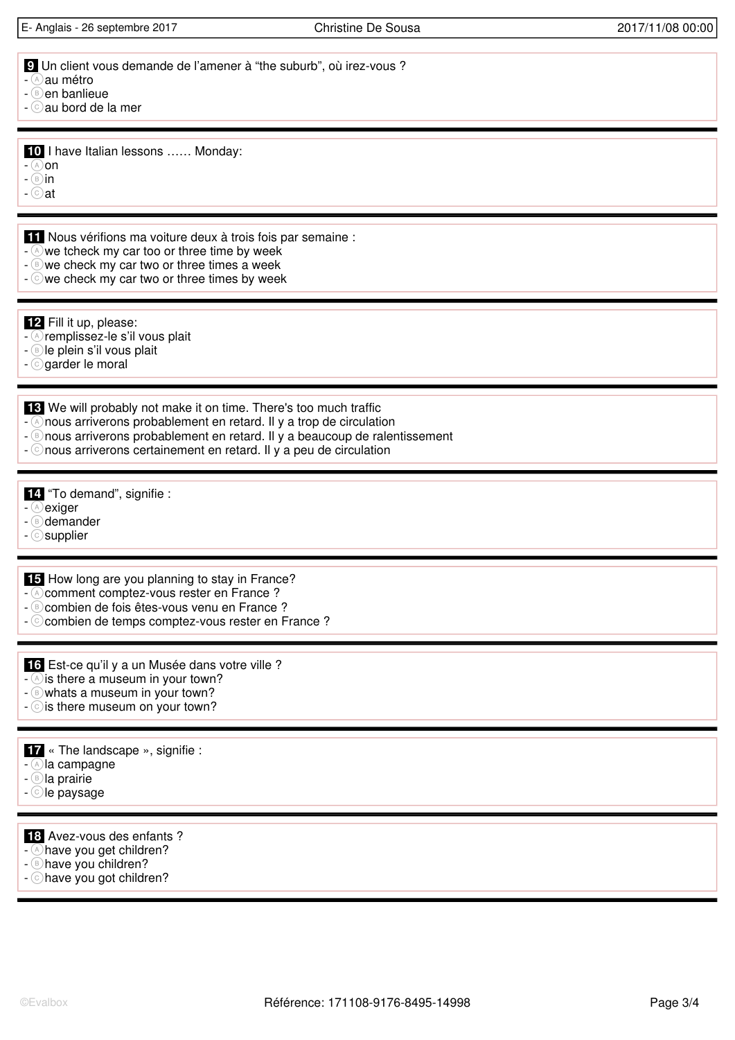**9** Un client vous demande de l'amener à "the suburb", où irez-vous ?
- Ⓐ au métro
- Ⓑ en banlieue
- Ⓒ au bord de la mer

---

**10** I have Italian lessons …… Monday:
- Ⓐ on
- Ⓑ in
- Ⓒ at

---

**11** Nous vérifions ma voiture deux à trois fois par semaine :
- Ⓐ we tcheck my car too or three time by week
- Ⓑ we check my car two or three times a week
- Ⓒ we check my car two or three times by week

---

**12** Fill it up, please:
- Ⓐ remplissez-le s'il vous plait
- Ⓑ le plein s'il vous plait
- Ⓒ garder le moral

---

**13** We will probably not make it on time. There's too much traffic
- Ⓐ nous arriverons probablement en retard. Il y a trop de circulation
- Ⓑ nous arriverons probablement en retard. Il y a beaucoup de ralentissement
- Ⓒ nous arriverons certainement en retard. Il y a peu de circulation

---

**14** "To demand", signifie :
- Ⓐ exiger
- Ⓑ demander
- Ⓒ supplier

---

**15** How long are you planning to stay in France?
- Ⓐ comment comptez-vous rester en France ?
- Ⓑ combien de fois êtes-vous venu en France ?
- Ⓒ combien de temps comptez-vous rester en France ?

---

**16** Est-ce qu'il y a un Musée dans votre ville ?
- Ⓐ is there a museum in your town?
- Ⓑ whats a museum in your town?
- Ⓒ is there museum on your town?

---

**17** « The landscape », signifie :
- Ⓐ la campagne
- Ⓑ la prairie
- Ⓒ le paysage

---

**18** Avez-vous des enfants ?
- Ⓐ have you get children?
- Ⓑ have you children?
- Ⓒ have you got children?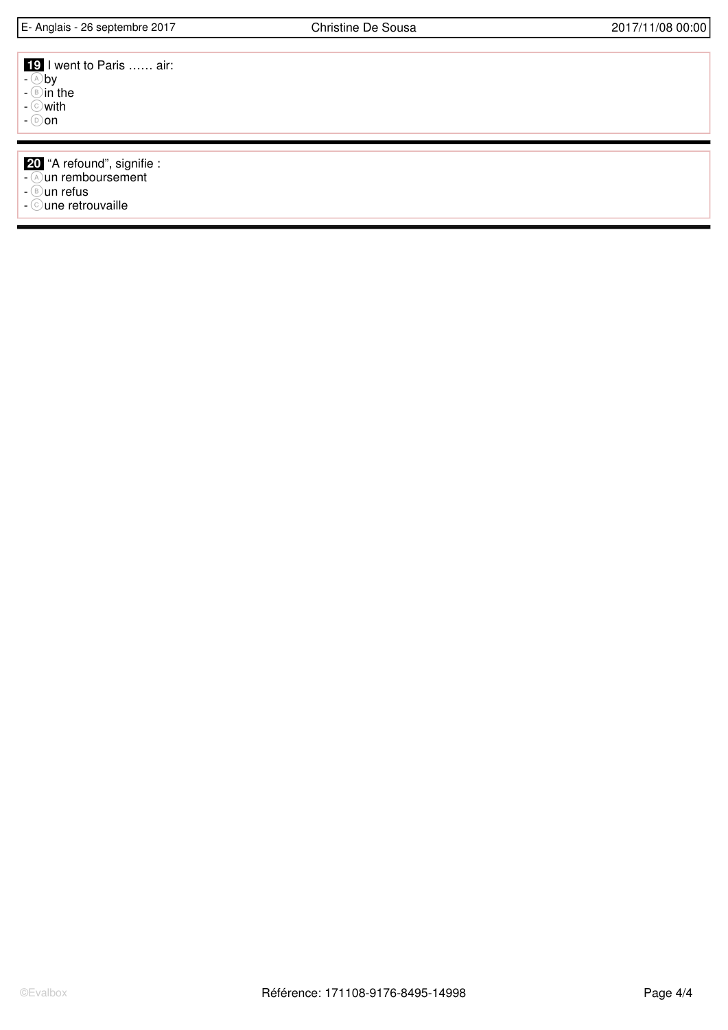**19** I went to Paris …… air:
- Ⓐ by
- Ⓑ in the
- Ⓒ with
- Ⓓ on

**20** “A refound”, signifie :
- Ⓐ un remboursement
- Ⓑ un refus
- Ⓒ une retrouvaille